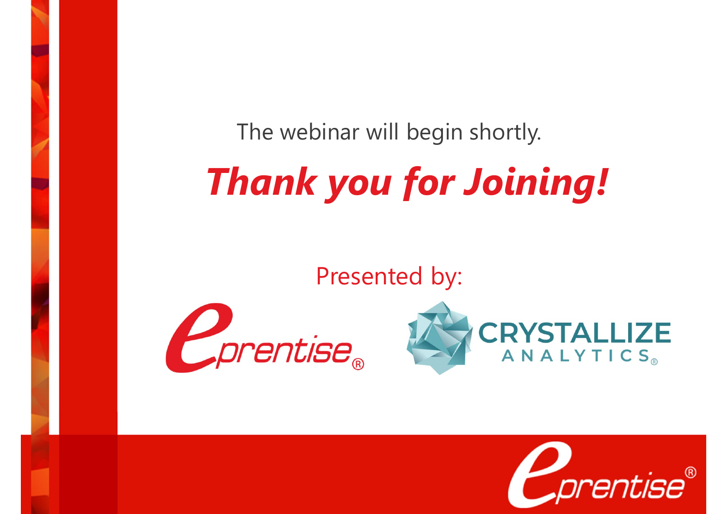The webinar will begin shortly.

# *Thank you for Joining!*

Presented by:

eprentise®

CRYSTALLIZE ANALYTICS®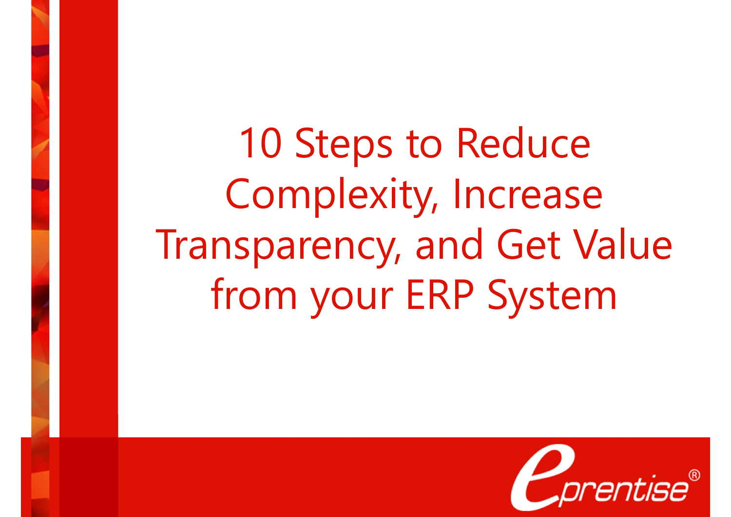# 10 Steps to Reduce Complexity, Increase Transparency, and Get Value from your ERP System

eprentise®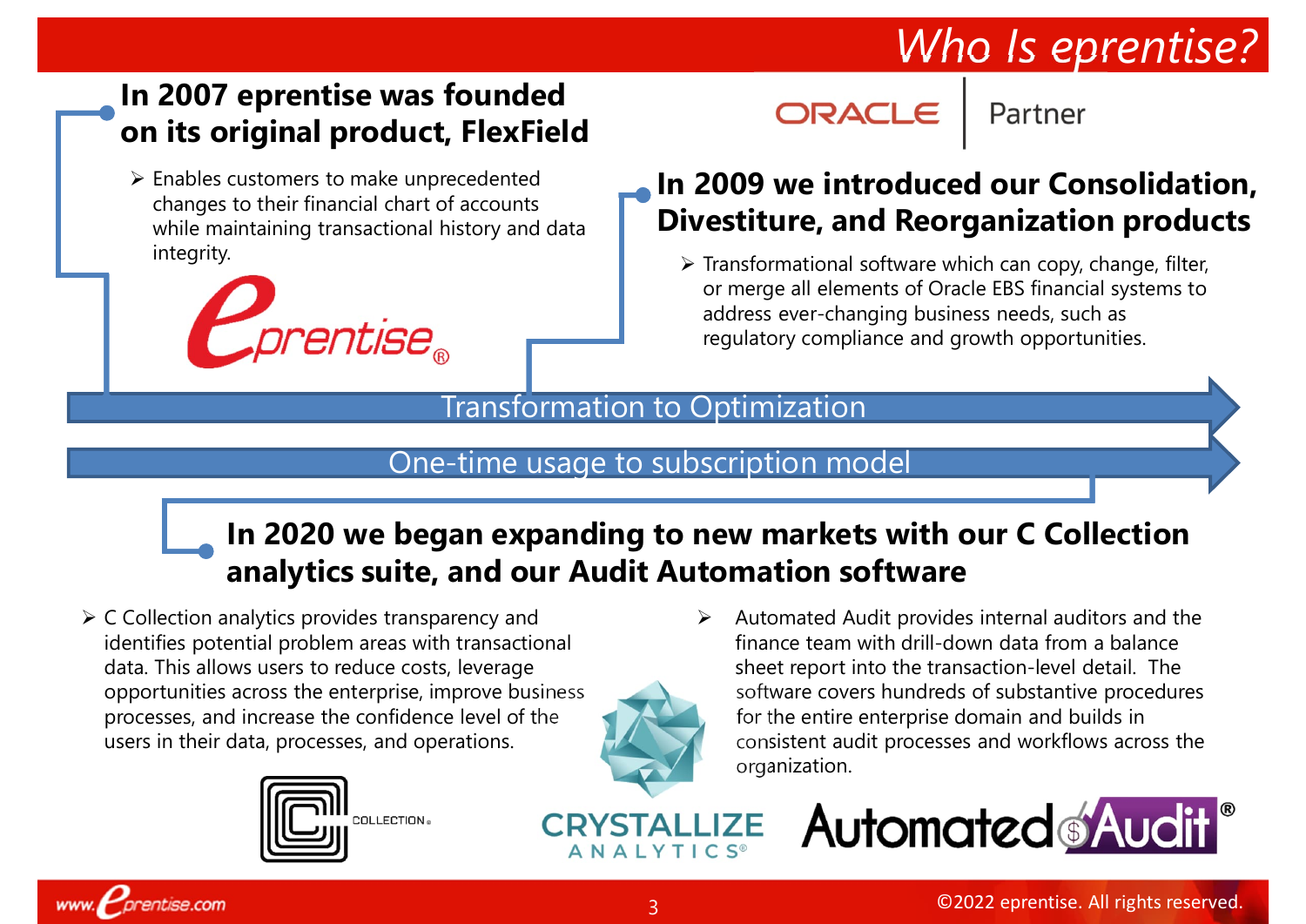# Who Is eprentise?

## In 2007 eprentise was founded on its original product, FlexField

- Enables customers to make unprecedented changes to their financial chart of accounts while maintaining transactional history and data integrity.

ORACLE | Partner

## In 2009 we introduced our Consolidation, Divestiture, and Reorganization products

- Transformational software which can copy, change, filter, or merge all elements of Oracle EBS financial systems to address ever-changing business needs, such as regulatory compliance and growth opportunities.

Transformation to Optimization

One-time usage to subscription model

## In 2020 we began expanding to new markets with our C Collection analytics suite, and our Audit Automation software

- C Collection analytics provides transparency and identifies potential problem areas with transactional data. This allows users to reduce costs, leverage opportunities across the enterprise, improve business processes, and increase the confidence level of the users in their data, processes, and operations.
- Automated Audit provides internal auditors and the finance team with drill-down data from a balance sheet report into the transaction-level detail. The software covers hundreds of substantive procedures for the entire enterprise domain and builds in consistent audit processes and workflows across the organization.

COLLECTION®

CRYSTALLIZE ANALYTICS®

Automated Audit®

©2022 eprentise. All rights reserved.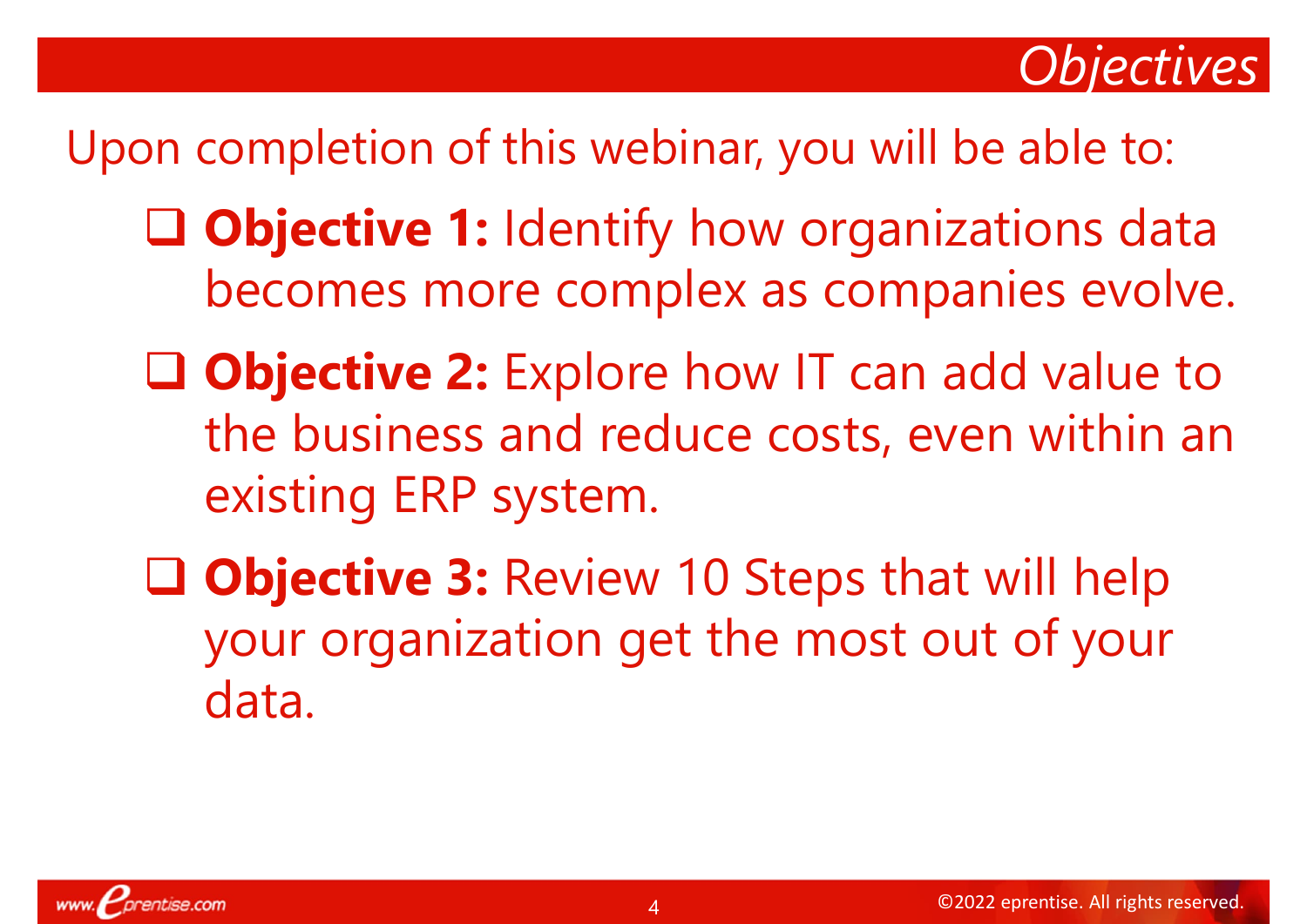# Objectives

Upon completion of this webinar, you will be able to:

- **Objective 1:** Identify how organizations data becomes more complex as companies evolve.
- **Objective 2:** Explore how IT can add value to the business and reduce costs, even within an existing ERP system.
- **Objective 3:** Review 10 Steps that will help your organization get the most out of your data.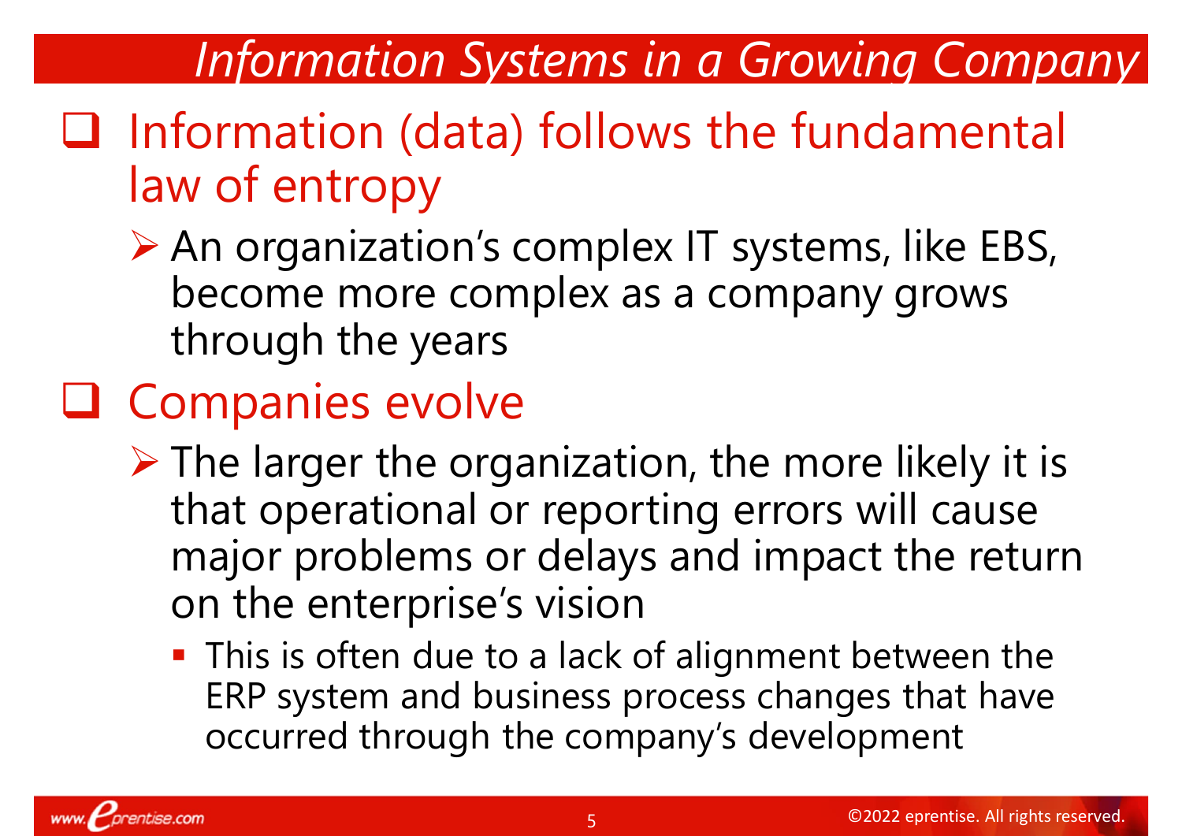# Information Systems in a Growing Company

- Information (data) follows the fundamental law of entropy
  - An organization's complex IT systems, like EBS, become more complex as a company grows through the years
- Companies evolve
  - The larger the organization, the more likely it is that operational or reporting errors will cause major problems or delays and impact the return on the enterprise's vision
    - This is often due to a lack of alignment between the ERP system and business process changes that have occurred through the company's development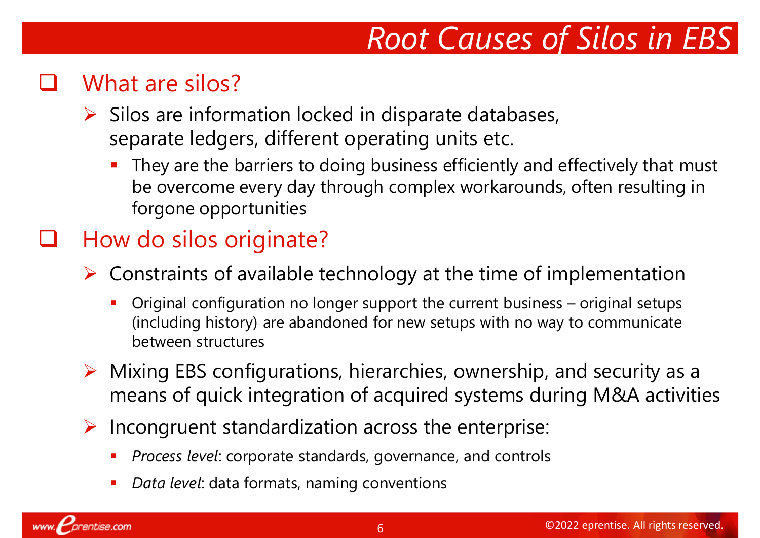# Root Causes of Silos in EBS

## What are silos?

- Silos are information locked in disparate databases, separate ledgers, different operating units etc.
  - They are the barriers to doing business efficiently and effectively that must be overcome every day through complex workarounds, often resulting in forgone opportunities

## How do silos originate?

- Constraints of available technology at the time of implementation
  - Original configuration no longer support the current business – original setups (including history) are abandoned for new setups with no way to communicate between structures
- Mixing EBS configurations, hierarchies, ownership, and security as a means of quick integration of acquired systems during M&A activities
- Incongruent standardization across the enterprise:
  - *Process level*: corporate standards, governance, and controls
  - *Data level*: data formats, naming conventions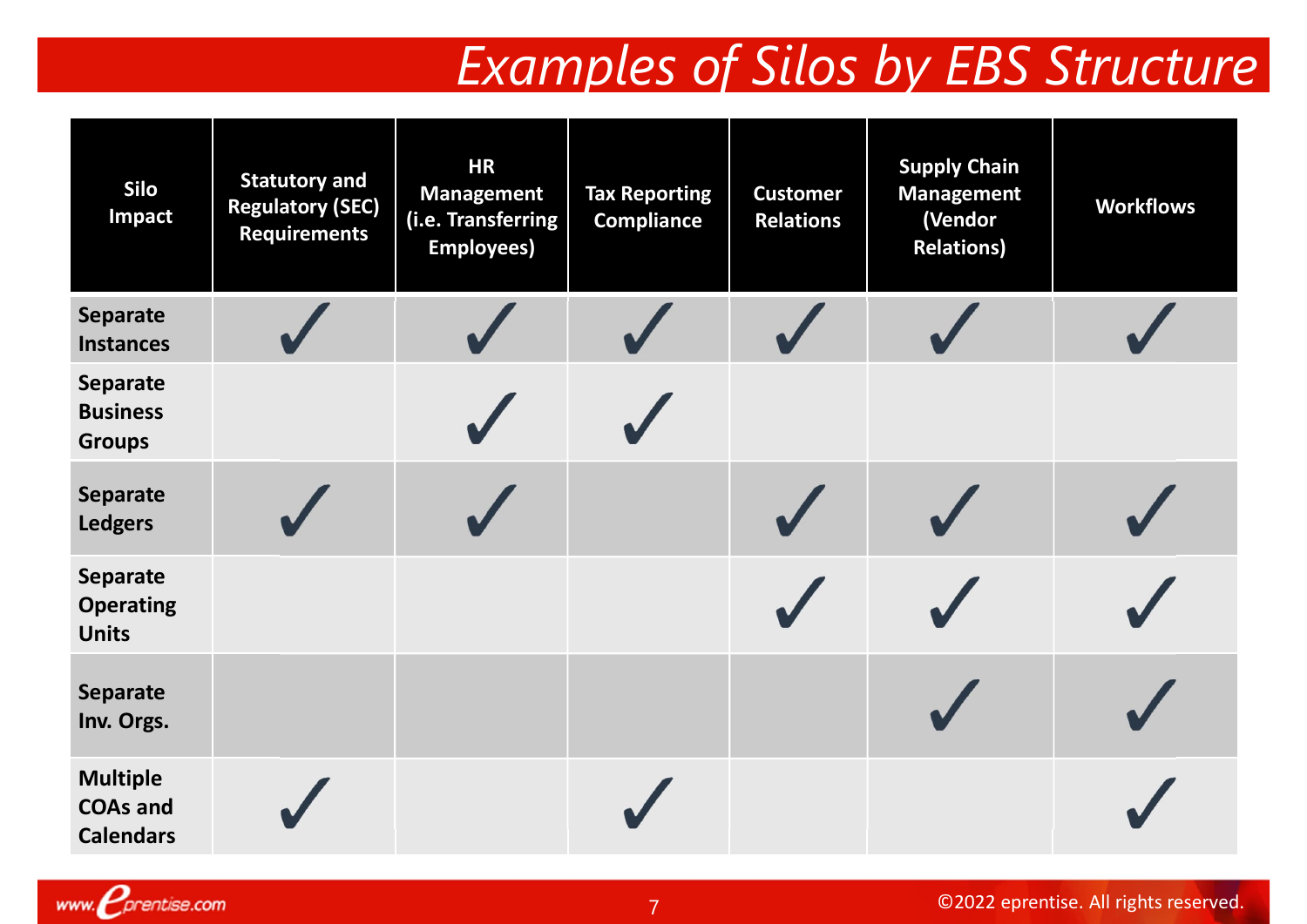# Examples of Silos by EBS Structure

| Silo Impact | Statutory and Regulatory (SEC) Requirements | HR Management (i.e. Transferring Employees) | Tax Reporting Compliance | Customer Relations | Supply Chain Management (Vendor Relations) | Workflows |
|---|---|---|---|---|---|---|
| **Separate Instances** | ✓ | ✓ | ✓ | ✓ | ✓ | ✓ |
| **Separate Business Groups** | | ✓ | ✓ | | | |
| **Separate Ledgers** | ✓ | ✓ | | ✓ | ✓ | ✓ |
| **Separate Operating Units** | | | | ✓ | ✓ | ✓ |
| **Separate Inv. Orgs.** | | | | | ✓ | ✓ |
| **Multiple COAs and Calendars** | ✓ | | ✓ | | | ✓ |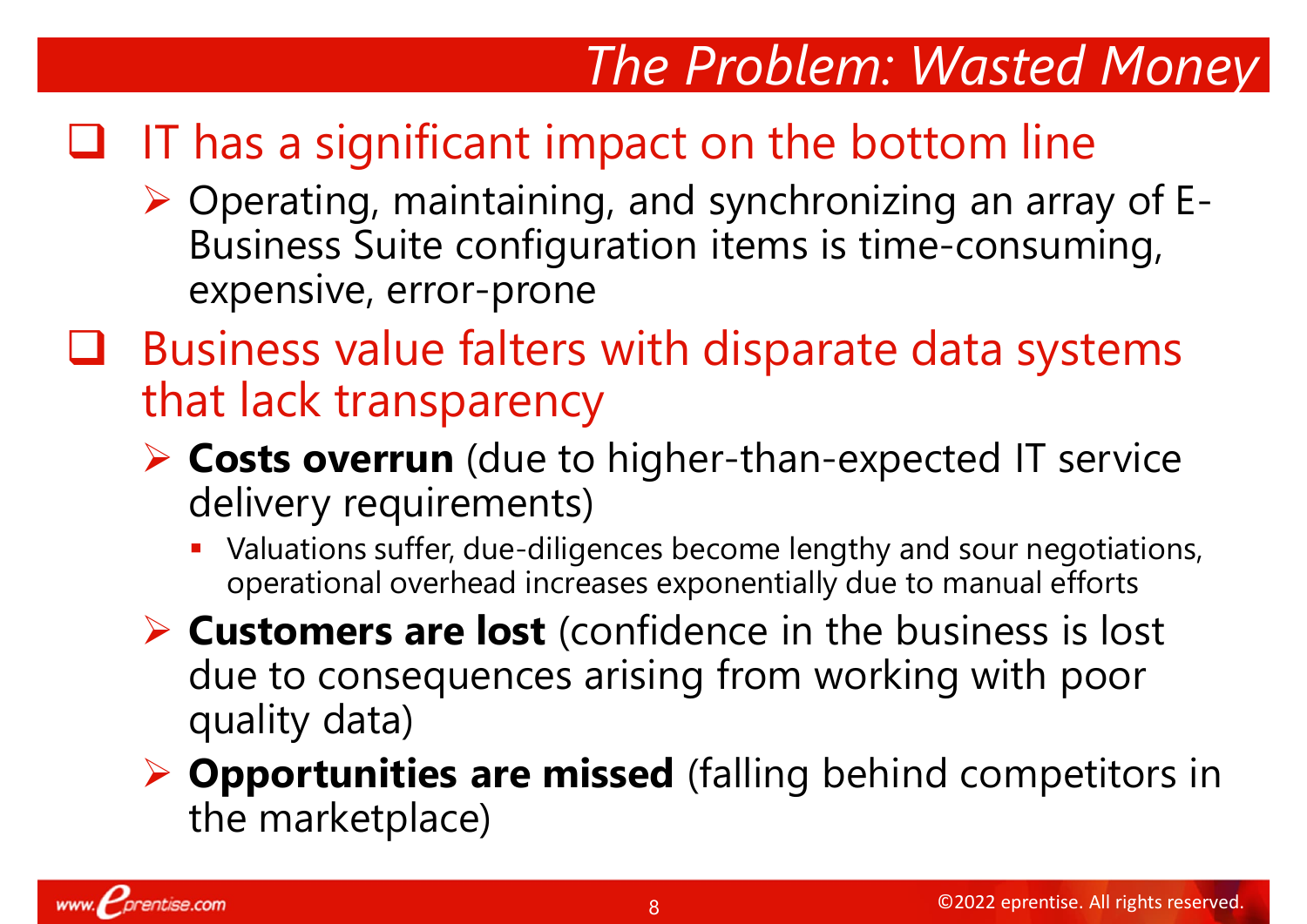# The Problem: Wasted Money

- IT has a significant impact on the bottom line
  - Operating, maintaining, and synchronizing an array of E-Business Suite configuration items is time-consuming, expensive, error-prone
- Business value falters with disparate data systems that lack transparency
  - **Costs overrun** (due to higher-than-expected IT service delivery requirements)
    - Valuations suffer, due-diligences become lengthy and sour negotiations, operational overhead increases exponentially due to manual efforts
  - **Customers are lost** (confidence in the business is lost due to consequences arising from working with poor quality data)
  - **Opportunities are missed** (falling behind competitors in the marketplace)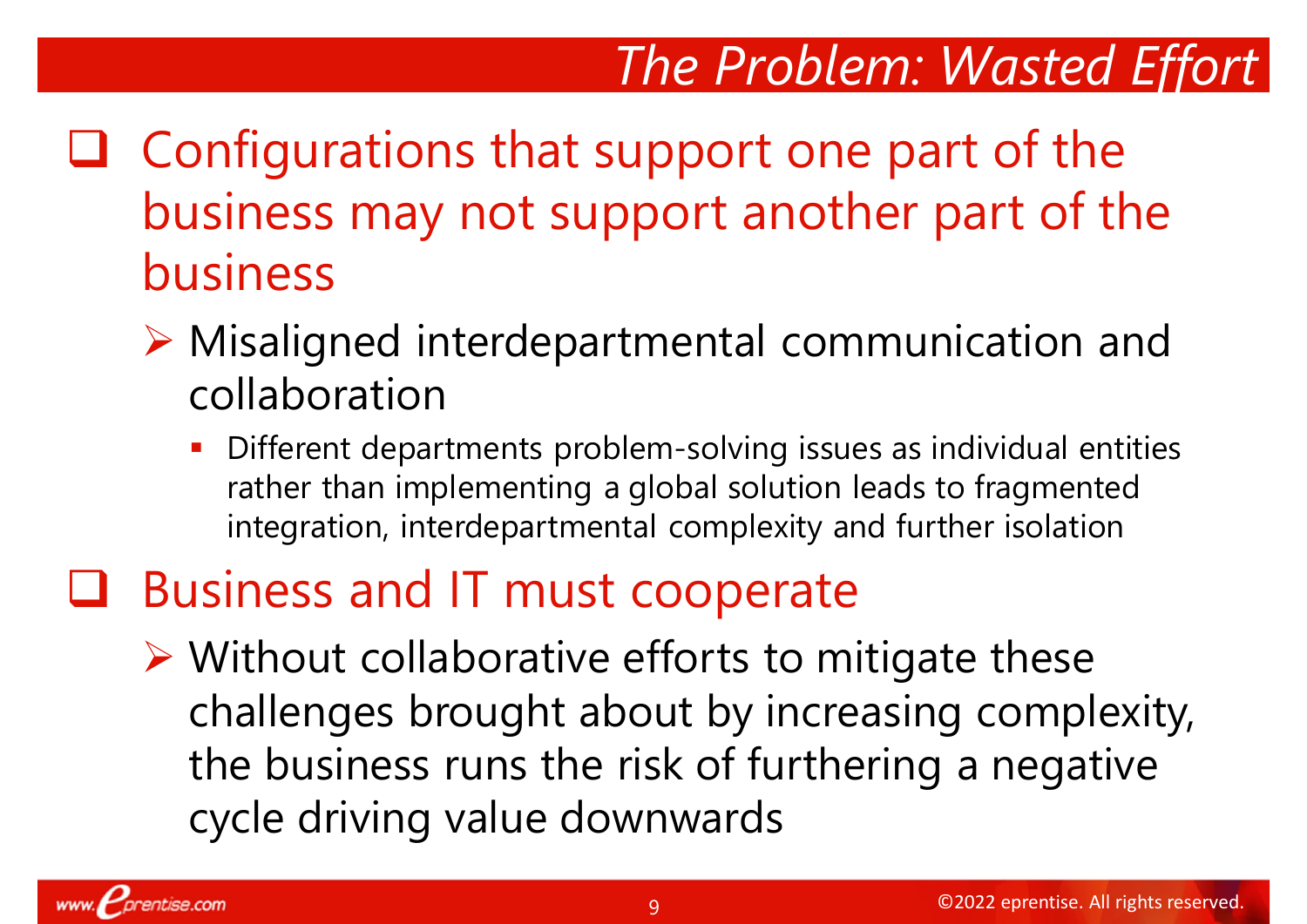# The Problem: Wasted Effort

- Configurations that support one part of the business may not support another part of the business
  - Misaligned interdepartmental communication and collaboration
    - Different departments problem-solving issues as individual entities rather than implementing a global solution leads to fragmented integration, interdepartmental complexity and further isolation
- Business and IT must cooperate
  - Without collaborative efforts to mitigate these challenges brought about by increasing complexity, the business runs the risk of furthering a negative cycle driving value downwards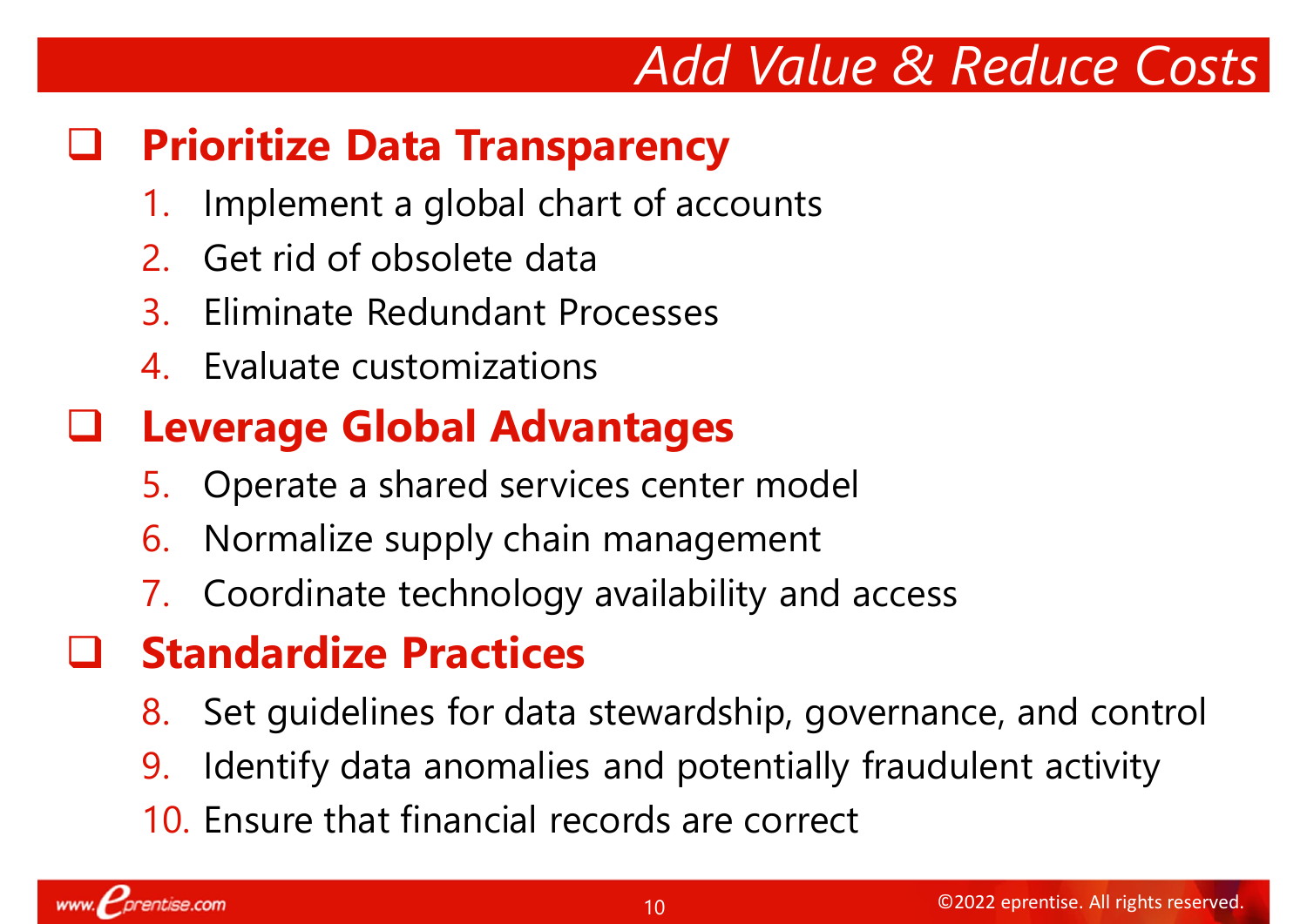# *Add Value & Reduce Costs*

## Prioritize Data Transparency

1. Implement a global chart of accounts
2. Get rid of obsolete data
3. Eliminate Redundant Processes
4. Evaluate customizations

## Leverage Global Advantages

5. Operate a shared services center model
6. Normalize supply chain management
7. Coordinate technology availability and access

## Standardize Practices

8. Set guidelines for data stewardship, governance, and control
9. Identify data anomalies and potentially fraudulent activity
10. Ensure that financial records are correct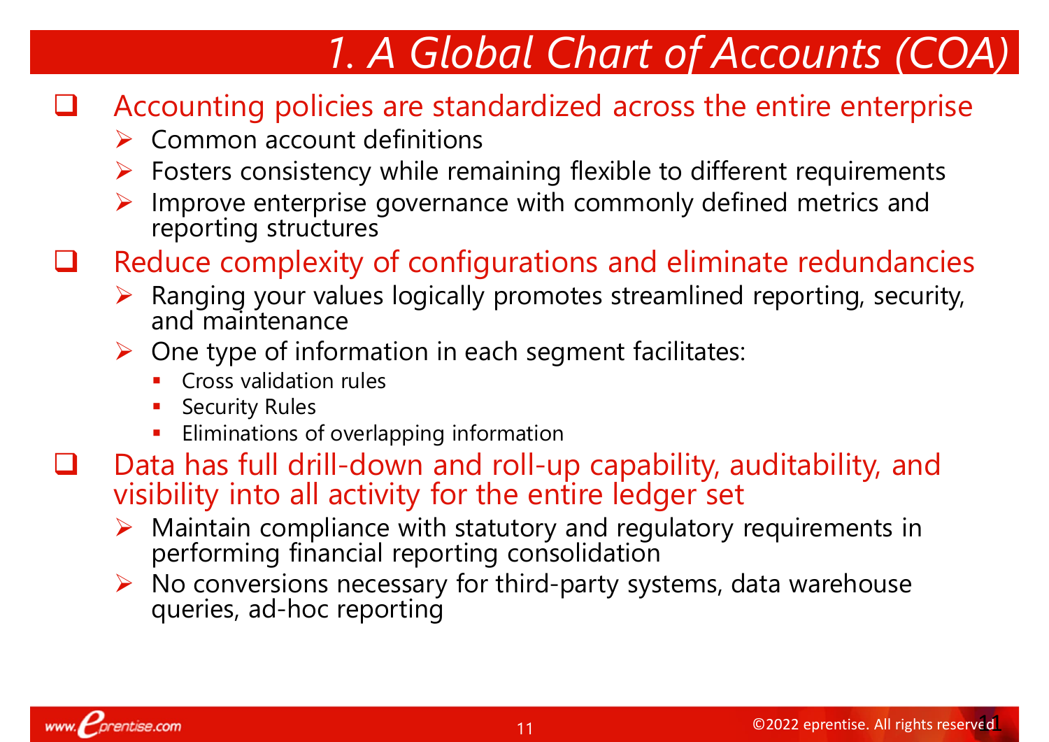# 1. A Global Chart of Accounts (COA)

- Accounting policies are standardized across the entire enterprise
  - Common account definitions
  - Fosters consistency while remaining flexible to different requirements
  - Improve enterprise governance with commonly defined metrics and reporting structures
- Reduce complexity of configurations and eliminate redundancies
  - Ranging your values logically promotes streamlined reporting, security, and maintenance
  - One type of information in each segment facilitates:
    - Cross validation rules
    - Security Rules
    - Eliminations of overlapping information
- Data has full drill-down and roll-up capability, auditability, and visibility into all activity for the entire ledger set
  - Maintain compliance with statutory and regulatory requirements in performing financial reporting consolidation
  - No conversions necessary for third-party systems, data warehouse queries, ad-hoc reporting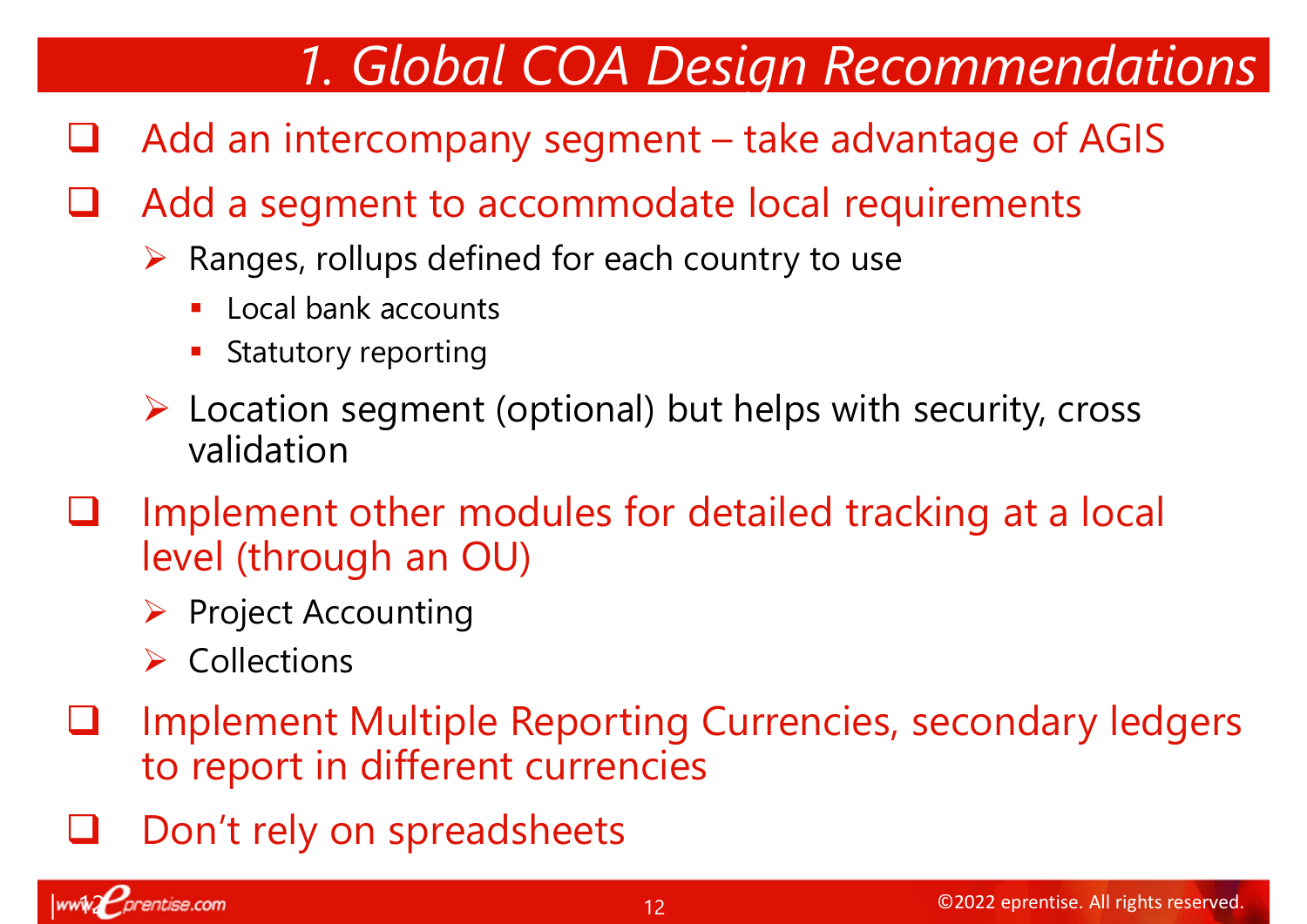# 1. Global COA Design Recommendations

- Add an intercompany segment – take advantage of AGIS
- Add a segment to accommodate local requirements
  - Ranges, rollups defined for each country to use
    - Local bank accounts
    - Statutory reporting
  - Location segment (optional) but helps with security, cross validation
- Implement other modules for detailed tracking at a local level (through an OU)
  - Project Accounting
  - Collections
- Implement Multiple Reporting Currencies, secondary ledgers to report in different currencies
- Don't rely on spreadsheets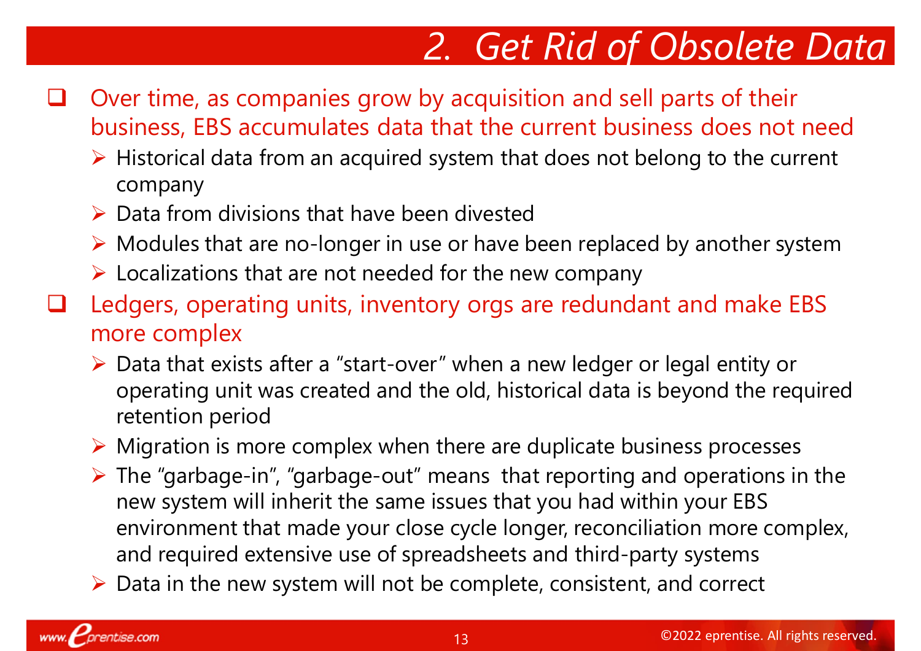# 2. Get Rid of Obsolete Data

- Over time, as companies grow by acquisition and sell parts of their business, EBS accumulates data that the current business does not need
  - Historical data from an acquired system that does not belong to the current company
  - Data from divisions that have been divested
  - Modules that are no-longer in use or have been replaced by another system
  - Localizations that are not needed for the new company
- Ledgers, operating units, inventory orgs are redundant and make EBS more complex
  - Data that exists after a "start-over" when a new ledger or legal entity or operating unit was created and the old, historical data is beyond the required retention period
  - Migration is more complex when there are duplicate business processes
  - The "garbage-in", "garbage-out" means that reporting and operations in the new system will inherit the same issues that you had within your EBS environment that made your close cycle longer, reconciliation more complex, and required extensive use of spreadsheets and third-party systems
  - Data in the new system will not be complete, consistent, and correct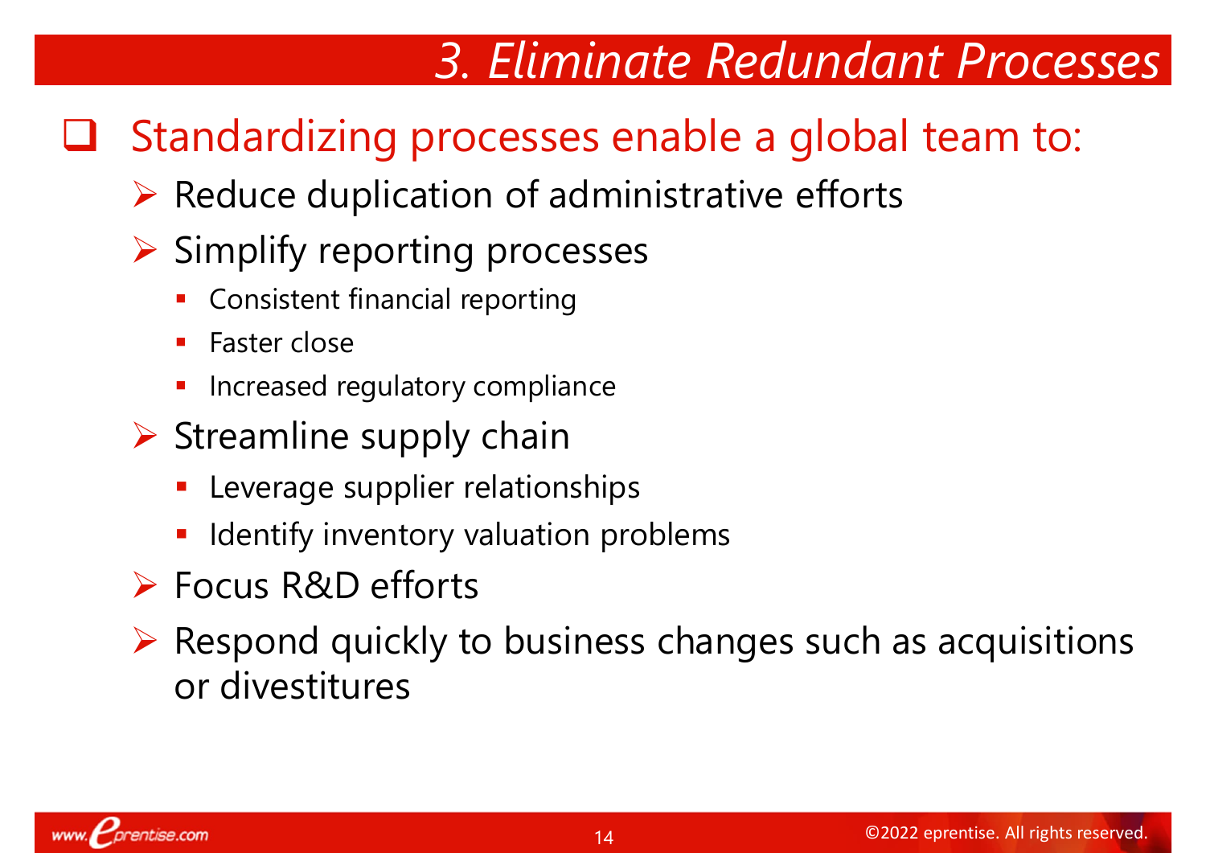# 3. Eliminate Redundant Processes

- Standardizing processes enable a global team to:
  - Reduce duplication of administrative efforts
  - Simplify reporting processes
    - Consistent financial reporting
    - Faster close
    - Increased regulatory compliance
  - Streamline supply chain
    - Leverage supplier relationships
    - Identify inventory valuation problems
  - Focus R&D efforts
  - Respond quickly to business changes such as acquisitions or divestitures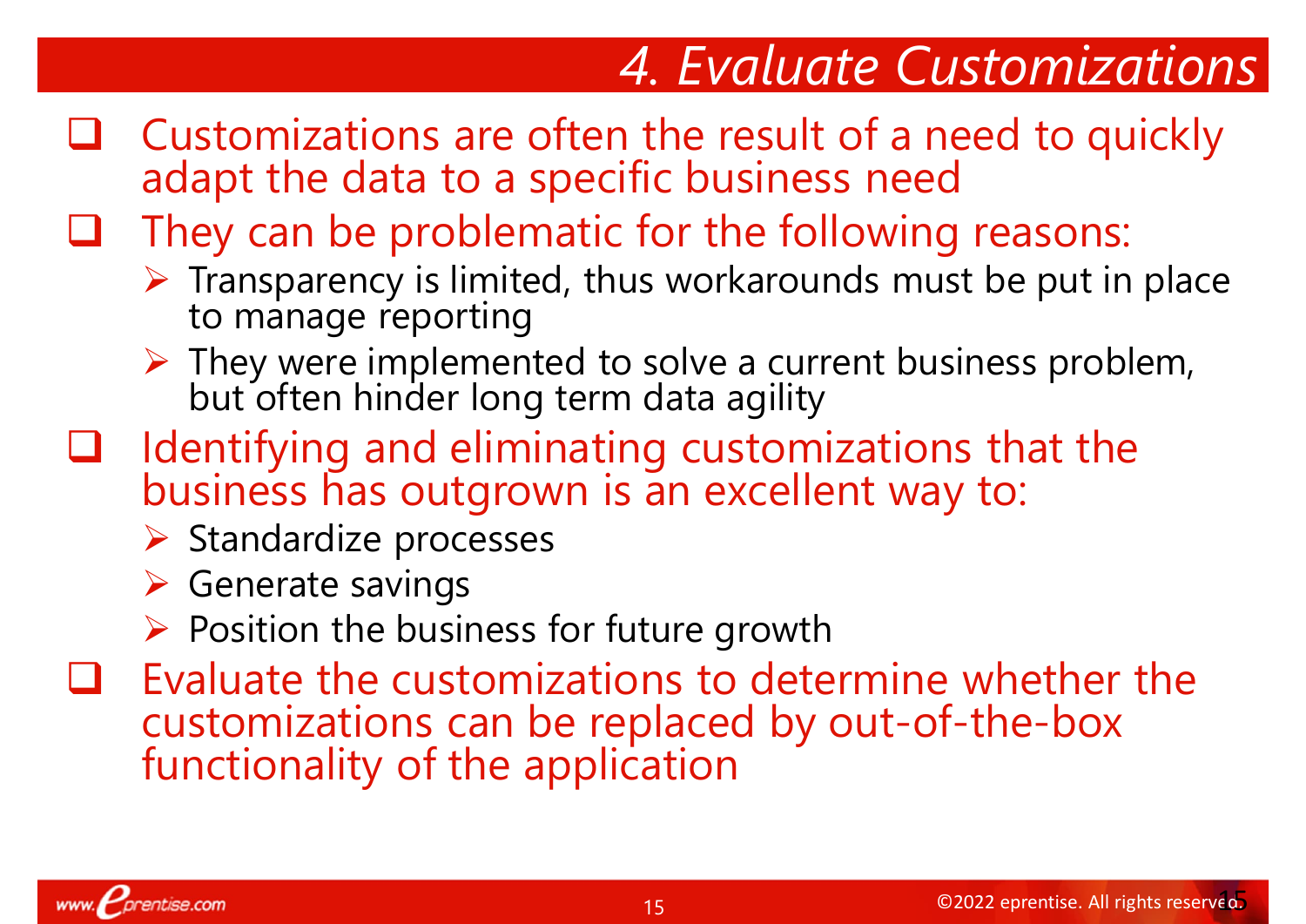# 4. Evaluate Customizations

- Customizations are often the result of a need to quickly adapt the data to a specific business need
- They can be problematic for the following reasons:
  - Transparency is limited, thus workarounds must be put in place to manage reporting
  - They were implemented to solve a current business problem, but often hinder long term data agility
- Identifying and eliminating customizations that the business has outgrown is an excellent way to:
  - Standardize processes
  - Generate savings
  - Position the business for future growth
- Evaluate the customizations to determine whether the customizations can be replaced by out-of-the-box functionality of the application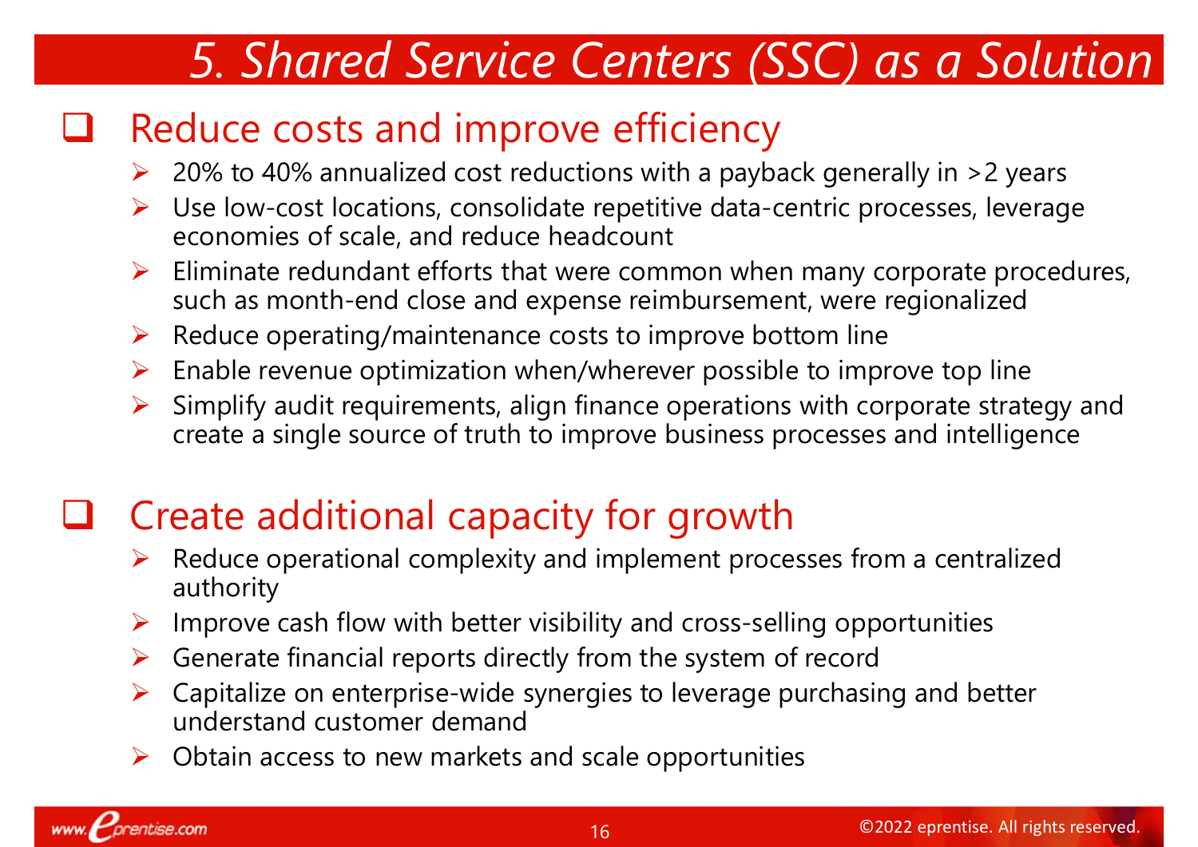# 5. Shared Service Centers (SSC) as a Solution

## Reduce costs and improve efficiency

- 20% to 40% annualized cost reductions with a payback generally in >2 years
- Use low-cost locations, consolidate repetitive data-centric processes, leverage economies of scale, and reduce headcount
- Eliminate redundant efforts that were common when many corporate procedures, such as month-end close and expense reimbursement, were regionalized
- Reduce operating/maintenance costs to improve bottom line
- Enable revenue optimization when/wherever possible to improve top line
- Simplify audit requirements, align finance operations with corporate strategy and create a single source of truth to improve business processes and intelligence

## Create additional capacity for growth

- Reduce operational complexity and implement processes from a centralized authority
- Improve cash flow with better visibility and cross-selling opportunities
- Generate financial reports directly from the system of record
- Capitalize on enterprise-wide synergies to leverage purchasing and better understand customer demand
- Obtain access to new markets and scale opportunities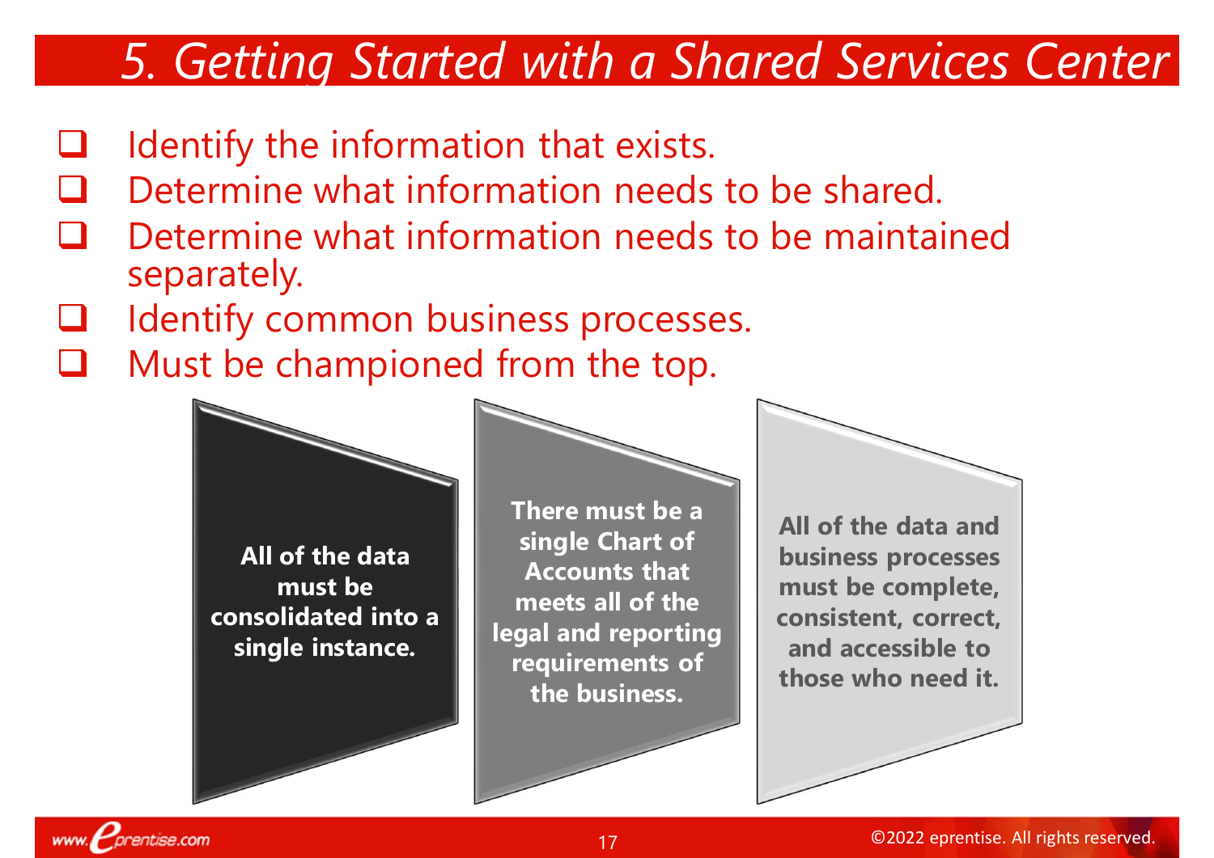# 5. Getting Started with a Shared Services Center

- Identify the information that exists.
- Determine what information needs to be shared.
- Determine what information needs to be maintained separately.
- Identify common business processes.
- Must be championed from the top.

**All of the data must be consolidated into a single instance.**

**There must be a single Chart of Accounts that meets all of the legal and reporting requirements of the business.**

**All of the data and business processes must be complete, consistent, correct, and accessible to those who need it.**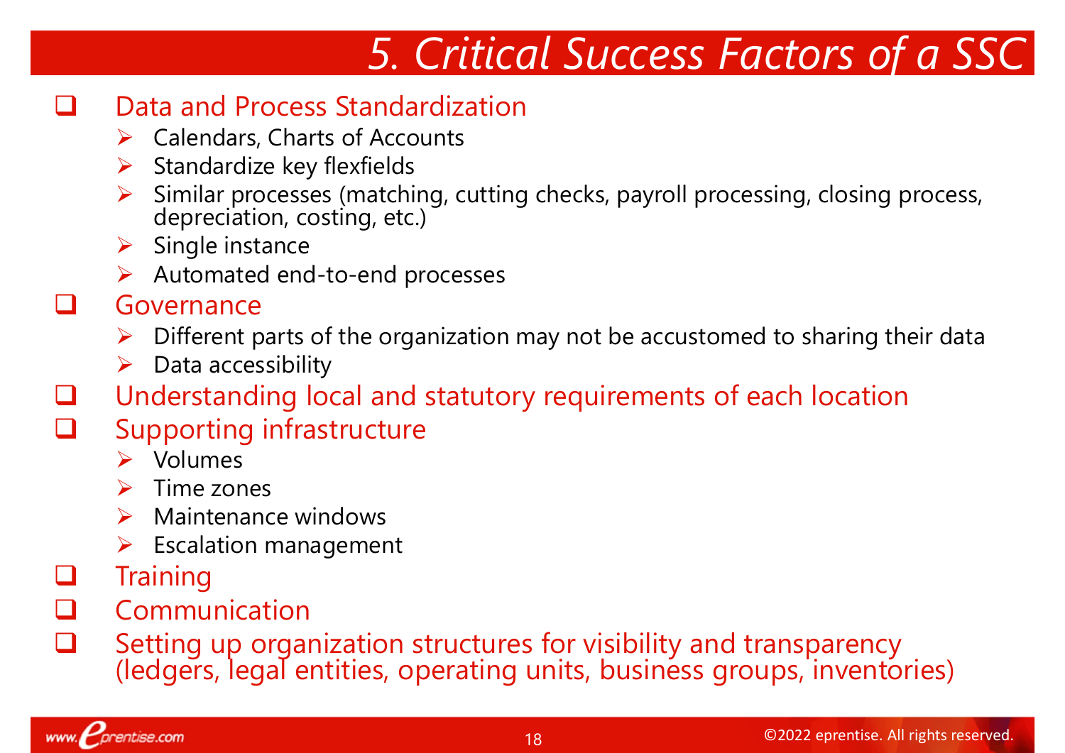# 5. Critical Success Factors of a SSC

- Data and Process Standardization
  - Calendars, Charts of Accounts
  - Standardize key flexfields
  - Similar processes (matching, cutting checks, payroll processing, closing process, depreciation, costing, etc.)
  - Single instance
  - Automated end-to-end processes
- Governance
  - Different parts of the organization may not be accustomed to sharing their data
  - Data accessibility
- Understanding local and statutory requirements of each location
- Supporting infrastructure
  - Volumes
  - Time zones
  - Maintenance windows
  - Escalation management
- Training
- Communication
- Setting up organization structures for visibility and transparency (ledgers, legal entities, operating units, business groups, inventories)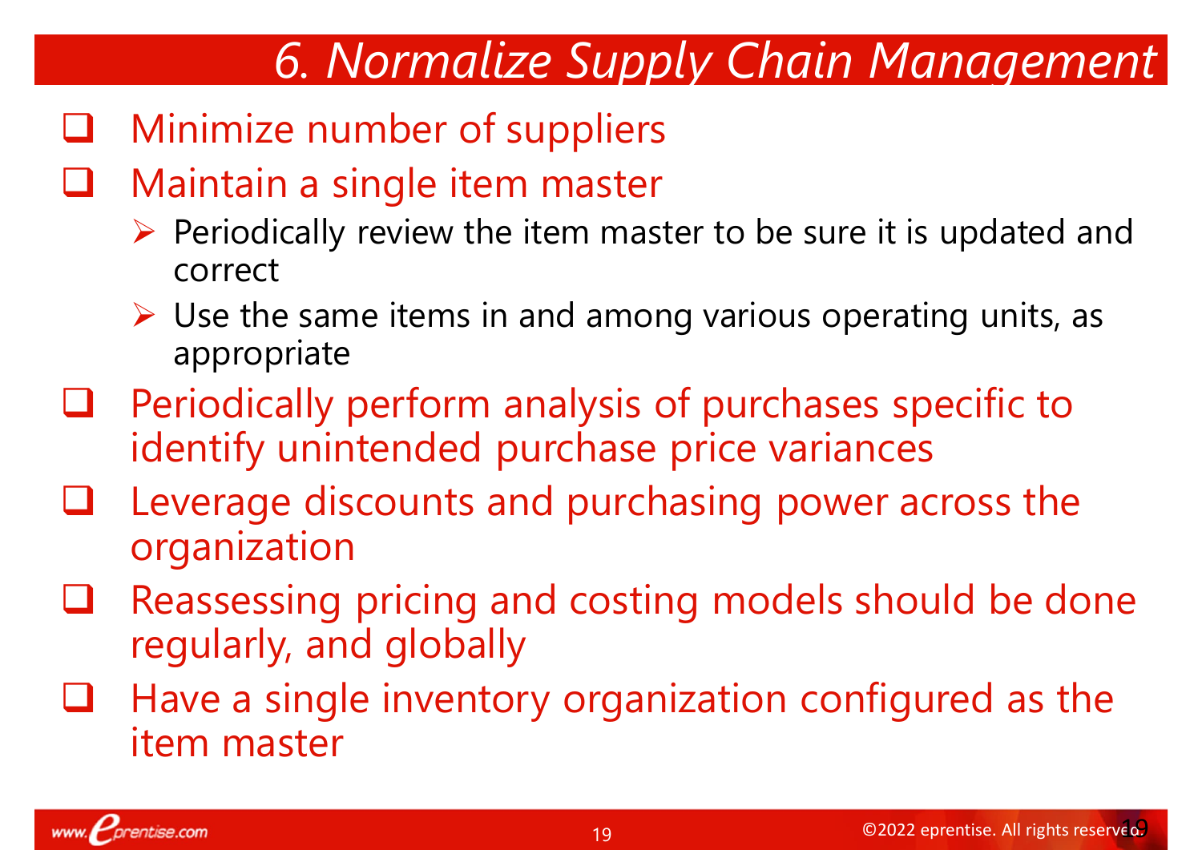# 6. Normalize Supply Chain Management

- Minimize number of suppliers
- Maintain a single item master
  - Periodically review the item master to be sure it is updated and correct
  - Use the same items in and among various operating units, as appropriate
- Periodically perform analysis of purchases specific to identify unintended purchase price variances
- Leverage discounts and purchasing power across the organization
- Reassessing pricing and costing models should be done regularly, and globally
- Have a single inventory organization configured as the item master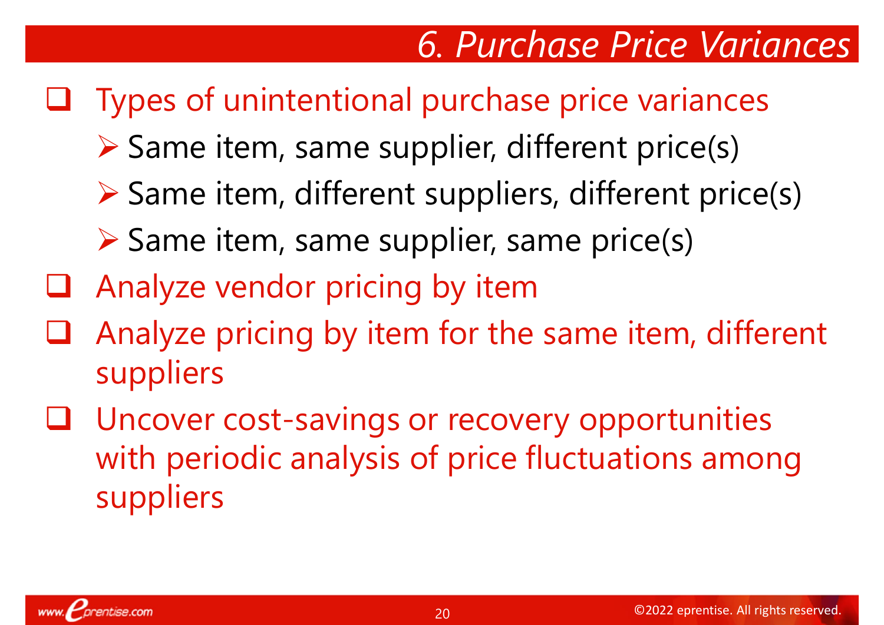# 6. Purchase Price Variances

- Types of unintentional purchase price variances
  - Same item, same supplier, different price(s)
  - Same item, different suppliers, different price(s)
  - Same item, same supplier, same price(s)
- Analyze vendor pricing by item
- Analyze pricing by item for the same item, different suppliers
- Uncover cost-savings or recovery opportunities with periodic analysis of price fluctuations among suppliers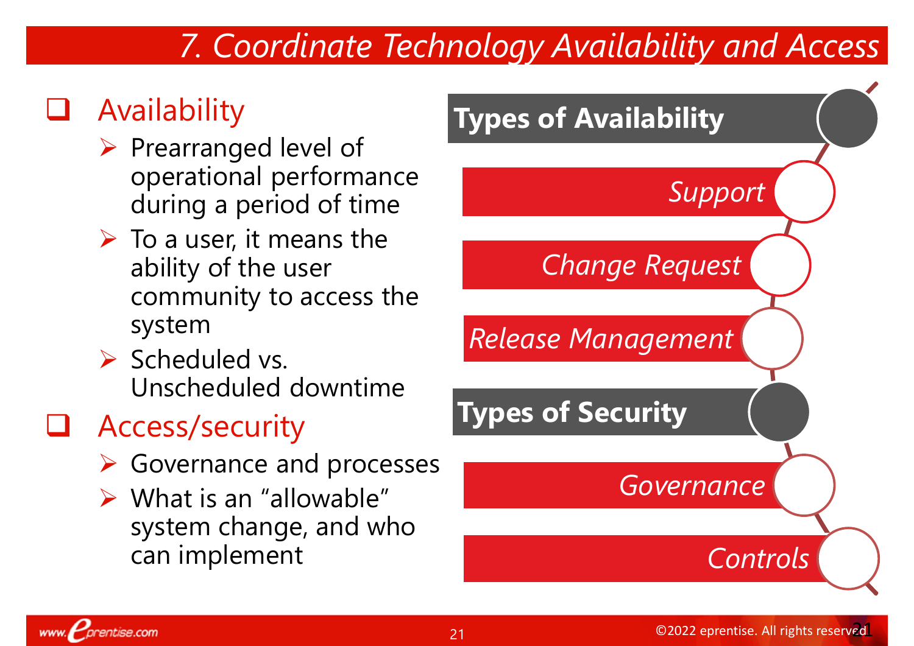# 7. Coordinate Technology Availability and Access

- Availability
  - Prearranged level of operational performance during a period of time
  - To a user, it means the ability of the user community to access the system
  - Scheduled vs. Unscheduled downtime
- Access/security
  - Governance and processes
  - What is an "allowable" system change, and who can implement

**Types of Availability**

- *Support*
- *Change Request*
- *Release Management*

**Types of Security**

- *Governance*
- *Controls*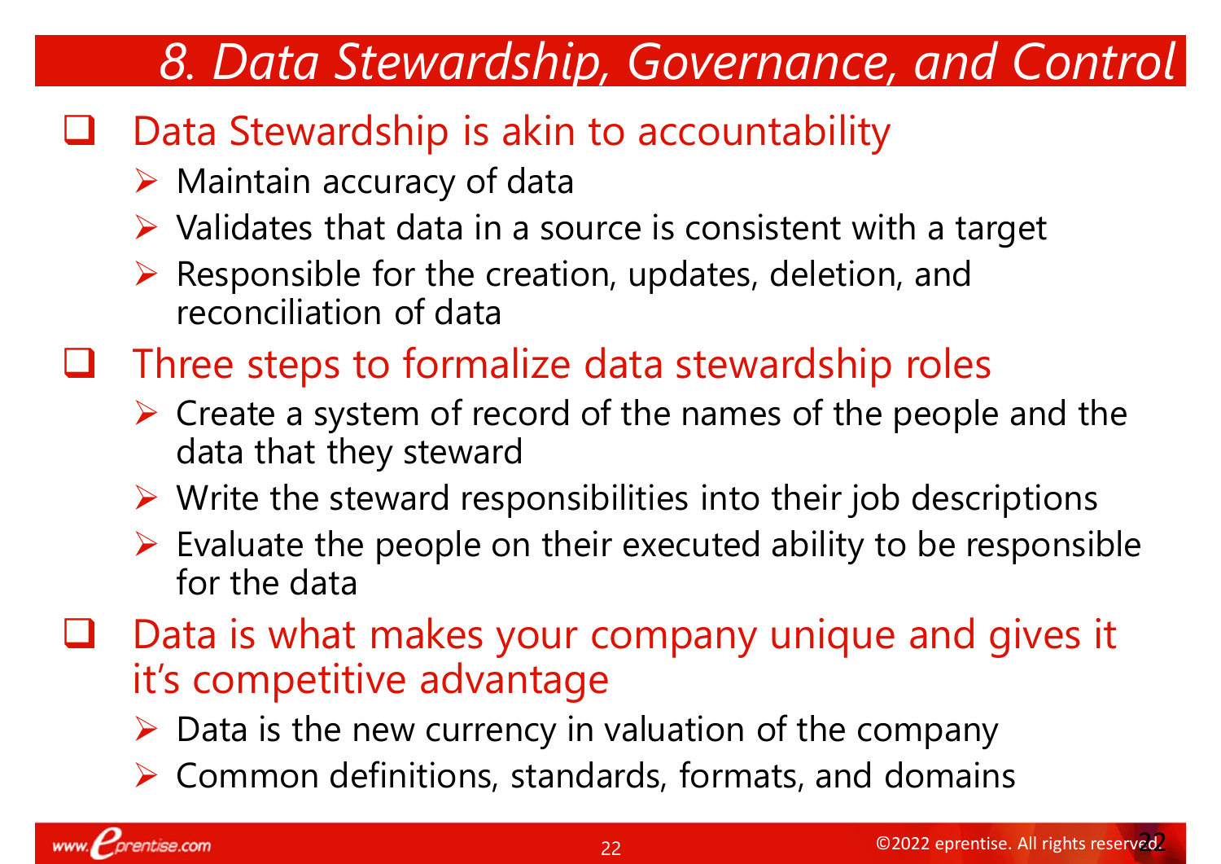# 8. Data Stewardship, Governance, and Control

- Data Stewardship is akin to accountability
  - Maintain accuracy of data
  - Validates that data in a source is consistent with a target
  - Responsible for the creation, updates, deletion, and reconciliation of data
- Three steps to formalize data stewardship roles
  - Create a system of record of the names of the people and the data that they steward
  - Write the steward responsibilities into their job descriptions
  - Evaluate the people on their executed ability to be responsible for the data
- Data is what makes your company unique and gives it it's competitive advantage
  - Data is the new currency in valuation of the company
  - Common definitions, standards, formats, and domains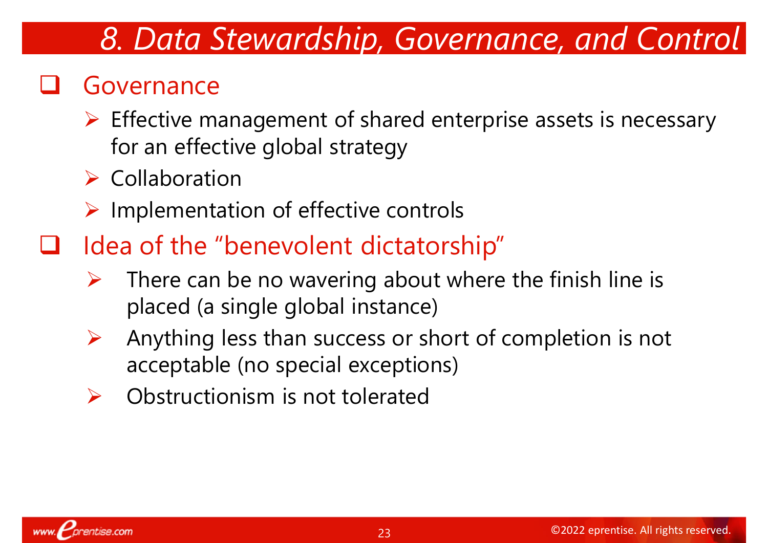# 8. Data Stewardship, Governance, and Control

- Governance
  - Effective management of shared enterprise assets is necessary for an effective global strategy
  - Collaboration
  - Implementation of effective controls
- Idea of the "benevolent dictatorship"
  - There can be no wavering about where the finish line is placed (a single global instance)
  - Anything less than success or short of completion is not acceptable (no special exceptions)
  - Obstructionism is not tolerated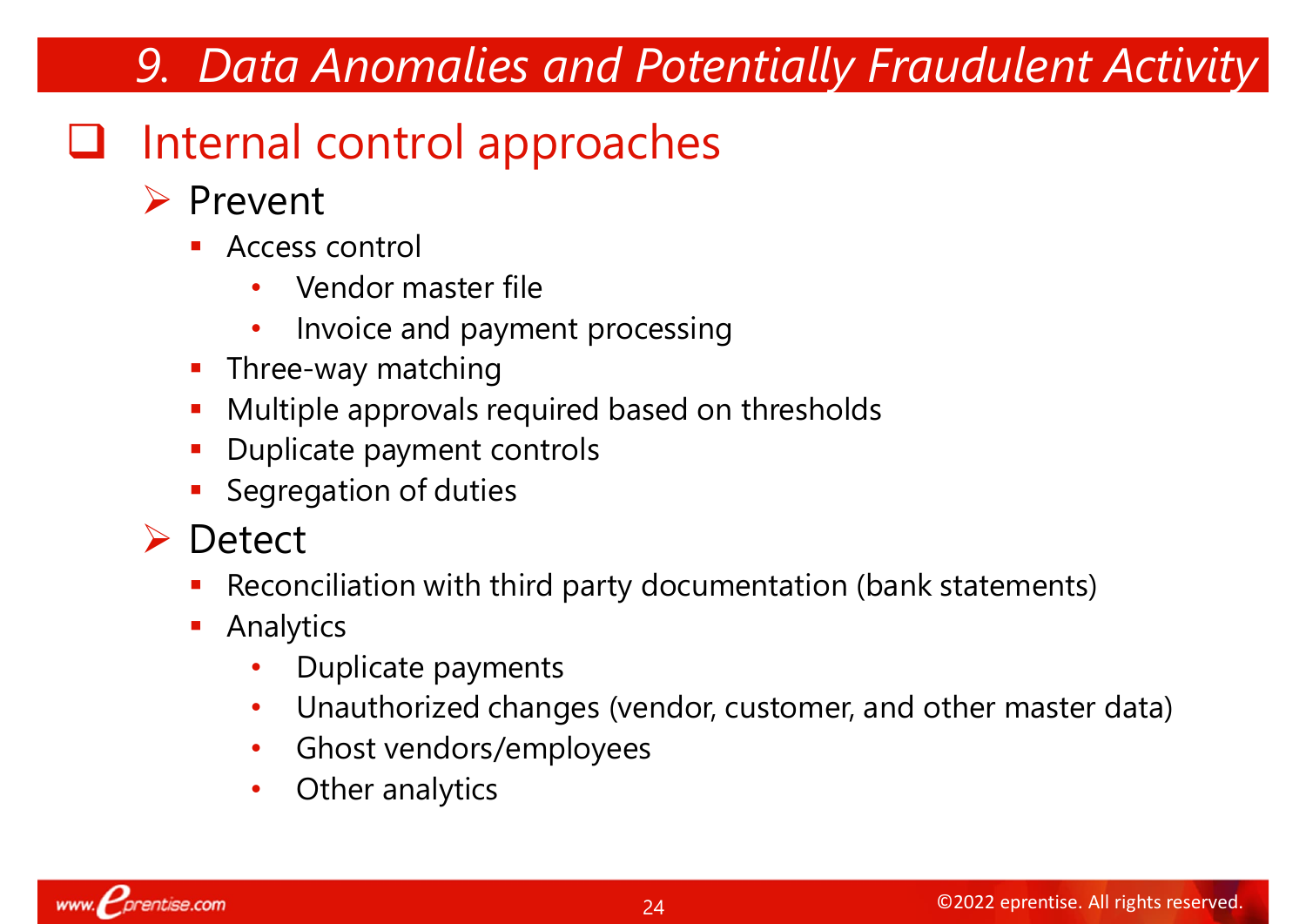# 9. Data Anomalies and Potentially Fraudulent Activity

## Internal control approaches

- **Prevent**
  - Access control
    - Vendor master file
    - Invoice and payment processing
  - Three-way matching
  - Multiple approvals required based on thresholds
  - Duplicate payment controls
  - Segregation of duties
- **Detect**
  - Reconciliation with third party documentation (bank statements)
  - Analytics
    - Duplicate payments
    - Unauthorized changes (vendor, customer, and other master data)
    - Ghost vendors/employees
    - Other analytics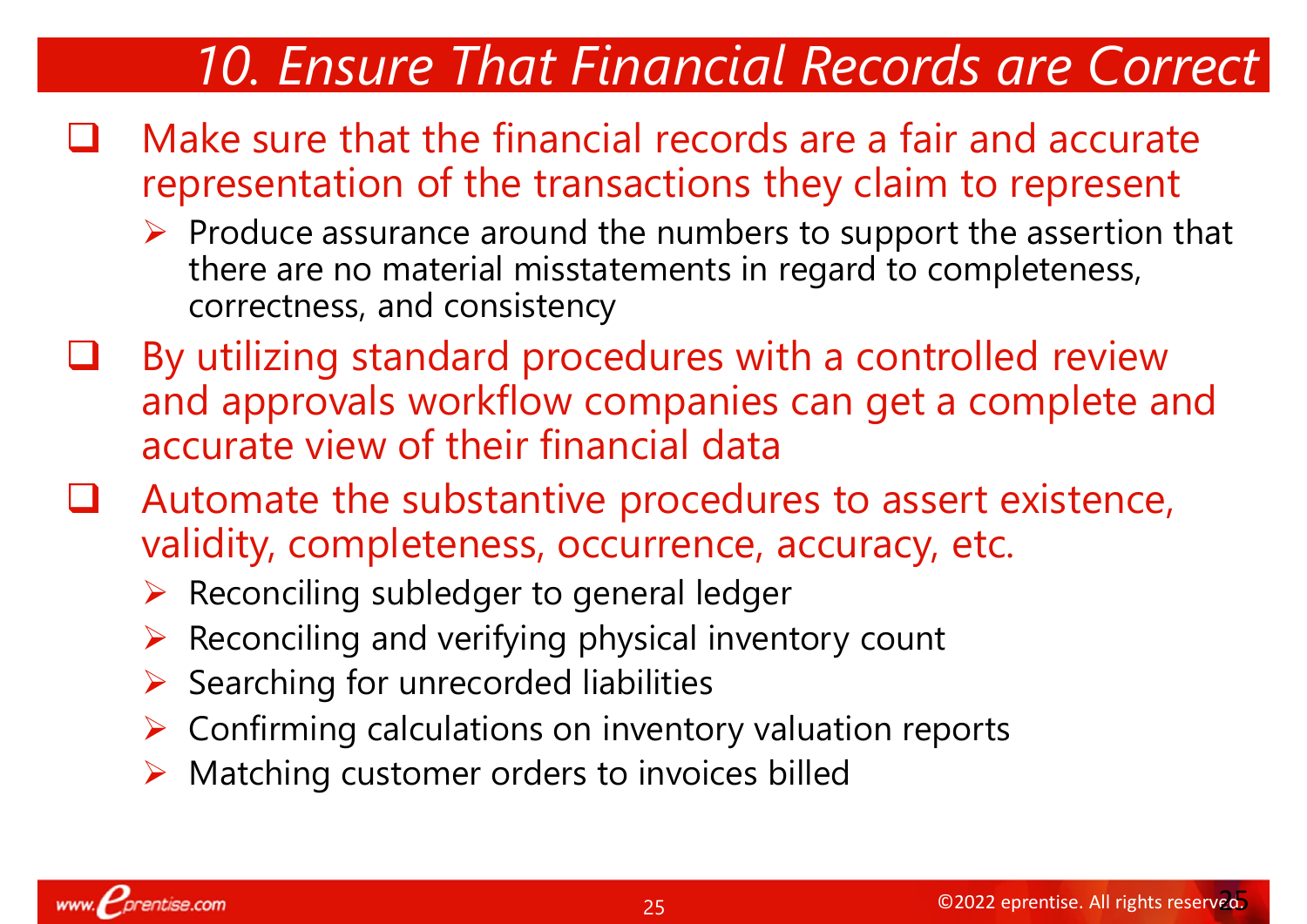# 10. Ensure That Financial Records are Correct

- Make sure that the financial records are a fair and accurate representation of the transactions they claim to represent
  - Produce assurance around the numbers to support the assertion that there are no material misstatements in regard to completeness, correctness, and consistency
- By utilizing standard procedures with a controlled review and approvals workflow companies can get a complete and accurate view of their financial data
- Automate the substantive procedures to assert existence, validity, completeness, occurrence, accuracy, etc.
  - Reconciling subledger to general ledger
  - Reconciling and verifying physical inventory count
  - Searching for unrecorded liabilities
  - Confirming calculations on inventory valuation reports
  - Matching customer orders to invoices billed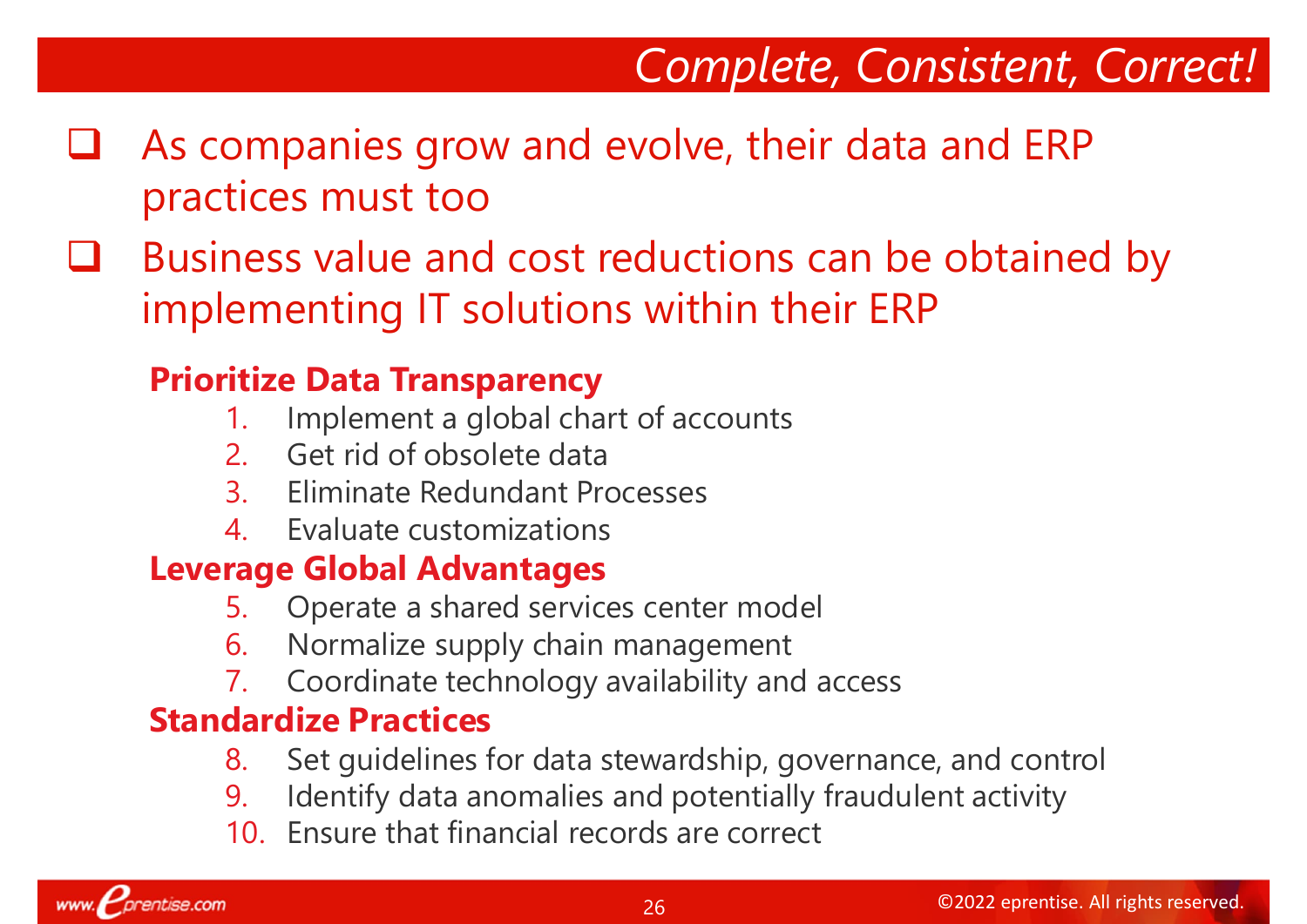# Complete, Consistent, Correct!

- As companies grow and evolve, their data and ERP practices must too
- Business value and cost reductions can be obtained by implementing IT solutions within their ERP

**Prioritize Data Transparency**

1. Implement a global chart of accounts
2. Get rid of obsolete data
3. Eliminate Redundant Processes
4. Evaluate customizations

**Leverage Global Advantages**

5. Operate a shared services center model
6. Normalize supply chain management
7. Coordinate technology availability and access

**Standardize Practices**

8. Set guidelines for data stewardship, governance, and control
9. Identify data anomalies and potentially fraudulent activity
10. Ensure that financial records are correct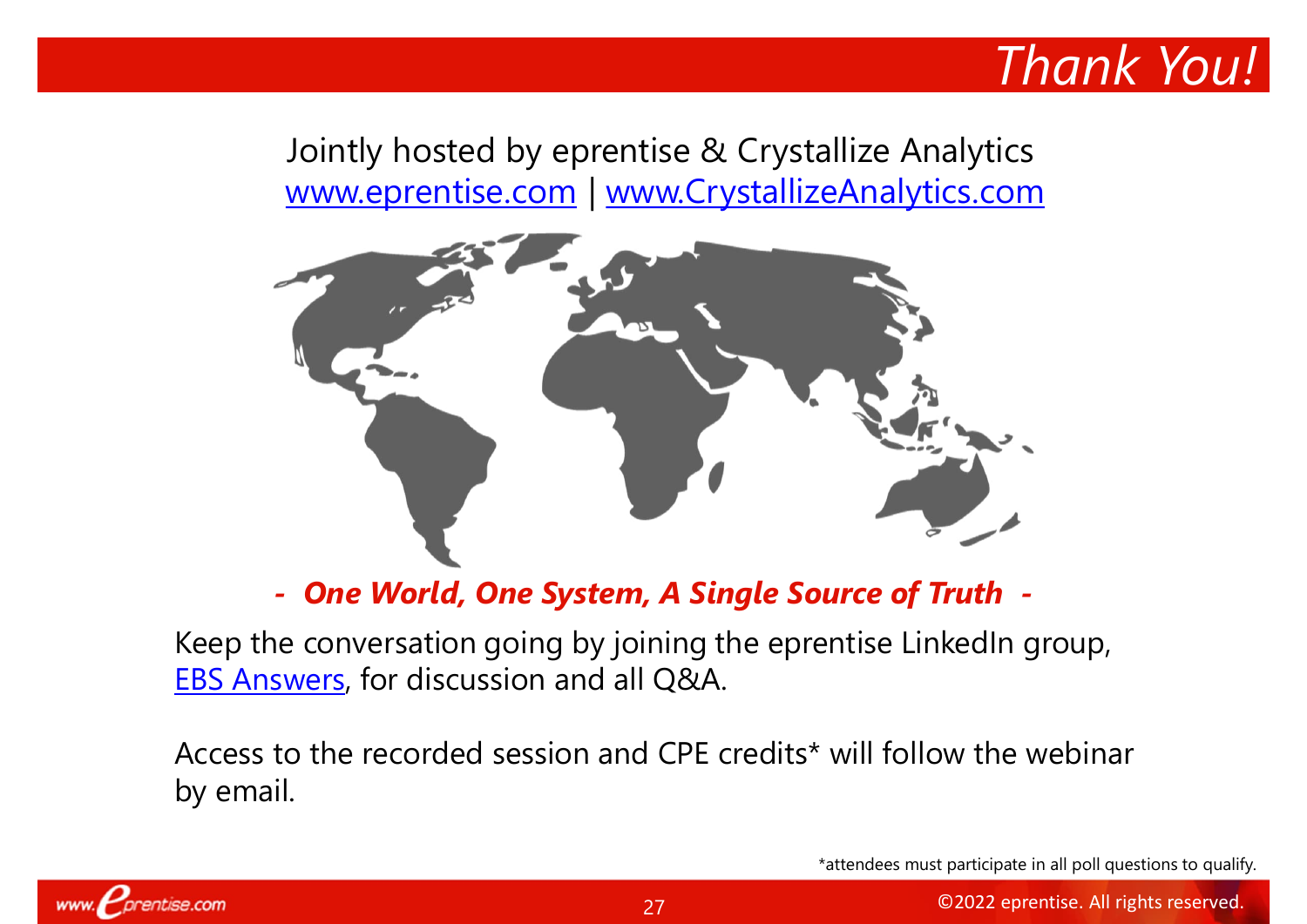# Thank You!

Jointly hosted by eprentise & Crystallize Analytics
www.eprentise.com | www.CrystallizeAnalytics.com

***- One World, One System, A Single Source of Truth -***

Keep the conversation going by joining the eprentise LinkedIn group, EBS Answers, for discussion and all Q&A.

Access to the recorded session and CPE credits* will follow the webinar by email.

*attendees must participate in all poll questions to qualify.